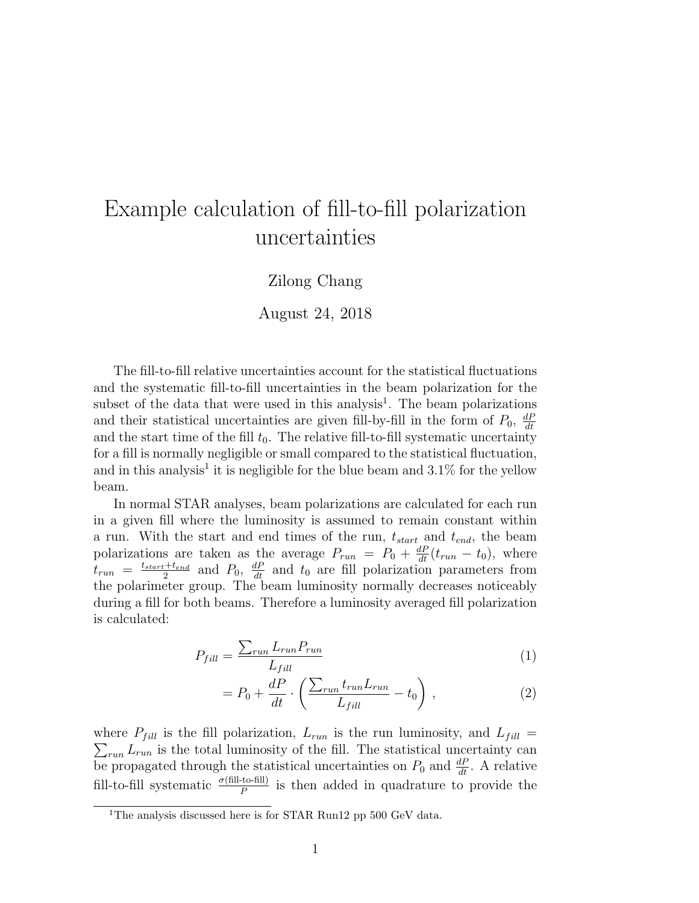# Example calculation of fill-to-fill polarization uncertainties

Zilong Chang

August 24, 2018

The fill-to-fill relative uncertainties account for the statistical fluctuations and the systematic fill-to-fill uncertainties in the beam polarization for the subset of the data that were used in this analysis[1]. The beam polarizations and their statistical uncertainties are given fill-by-fill in the form of $P_0$, $\frac{dP}{dt}$ and the start time of the fill $t_0$. The relative fill-to-fill systematic uncertainty for a fill is normally negligible or small compared to the statistical fluctuation, and in this analysis[1] it is negligible for the blue beam and 3.1% for the yellow beam.

In normal STAR analyses, beam polarizations are calculated for each run in a given fill where the luminosity is assumed to remain constant within a run. With the start and end times of the run, $t_{start}$ and $t_{end}$, the beam polarizations are taken as the average $P_{run} = P_0 + \frac{dP}{dt}(t_{run} - t_0)$, where $t_{run} = \frac{t_{start}+t_{end}}{2}$ and $P_0$, $\frac{dP}{dt}$ and $t_0$ are fill polarization parameters from the polarimeter group. The beam luminosity normally decreases noticeably during a fill for both beams. Therefore a luminosity averaged fill polarization is calculated:

$$P_{fill} = \frac{\sum_{run} L_{run} P_{run}}{L_{fill}} \tag{1}$$

$$= P_0 + \frac{dP}{dt} \cdot \left( \frac{\sum_{run} t_{run} L_{run}}{L_{fill}} - t_0 \right) , \tag{2}$$

where $P_{fill}$ is the fill polarization, $L_{run}$ is the run luminosity, and $L_{fill} = \sum_{run} L_{run}$ is the total luminosity of the fill. The statistical uncertainty can be propagated through the statistical uncertainties on $P_0$ and $\frac{dP}{dt}$. A relative fill-to-fill systematic $\frac{\sigma(\text{fill-to-fill})}{P}$ is then added in quadrature to provide the

[1] The analysis discussed here is for STAR Run12 pp 500 GeV data.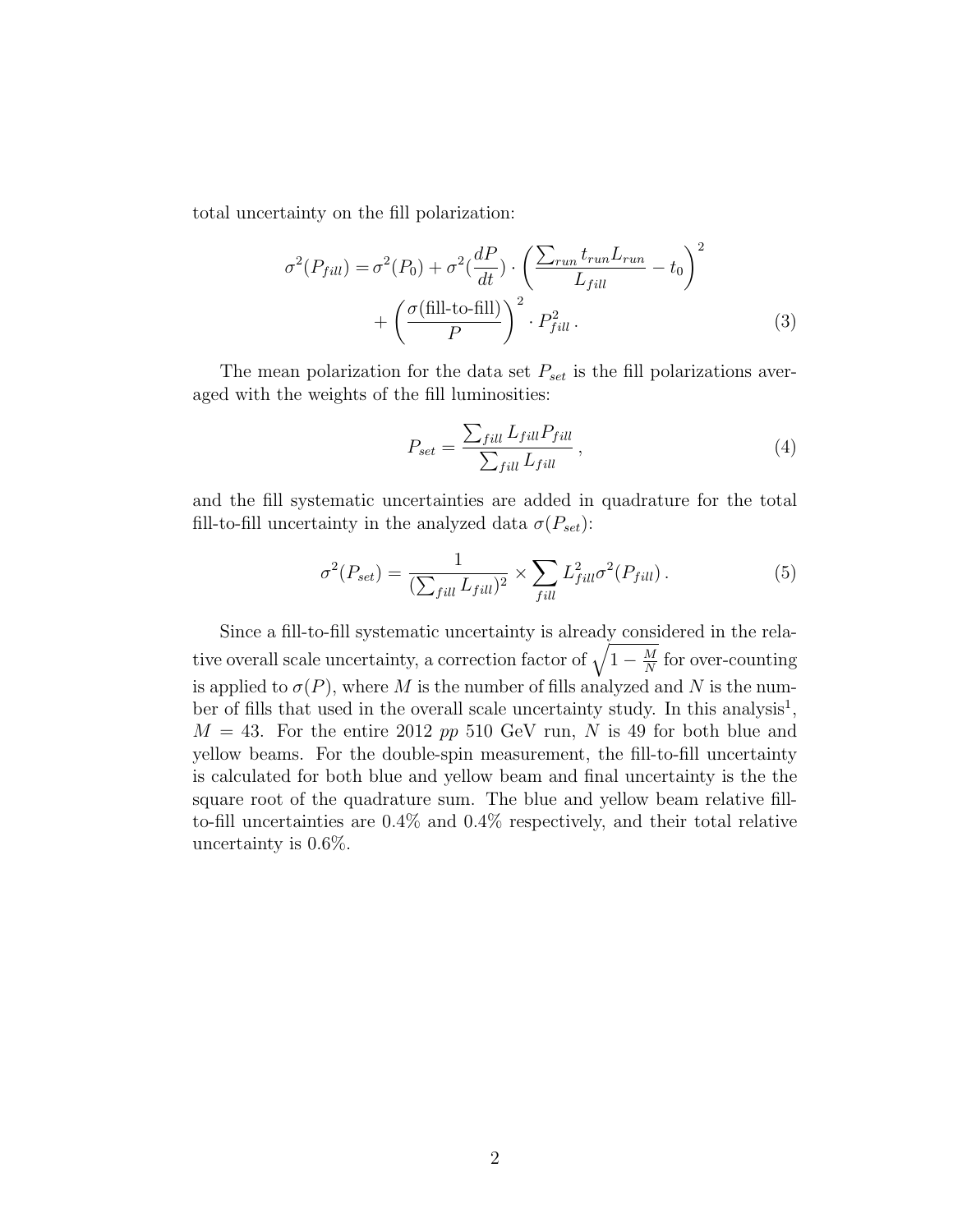total uncertainty on the fill polarization:

$$\sigma^2(P_{fill}) = \sigma^2(P_0) + \sigma^2(\frac{dP}{dt}) \cdot \left( \frac{\sum_{run} t_{run} L_{run}}{L_{fill}} - t_0 \right)^2 + \left( \frac{\sigma(\text{fill-to-fill})}{P} \right)^2 \cdot P_{fill}^2 \,. \tag{3}$$

The mean polarization for the data set $P_{set}$ is the fill polarizations averaged with the weights of the fill luminosities:

$$P_{set} = \frac{\sum_{fill} L_{fill} P_{fill}}{\sum_{fill} L_{fill}} \,, \tag{4}$$

and the fill systematic uncertainties are added in quadrature for the total fill-to-fill uncertainty in the analyzed data $\sigma(P_{set})$:

$$\sigma^2(P_{set}) = \frac{1}{(\sum_{fill} L_{fill})^2} \times \sum_{fill} L_{fill}^2 \sigma^2(P_{fill}) \,. \tag{5}$$

Since a fill-to-fill systematic uncertainty is already considered in the relative overall scale uncertainty, a correction factor of $\sqrt{1 - \frac{M}{N}}$ for over-counting is applied to $\sigma(P)$, where $M$ is the number of fills analyzed and $N$ is the number of fills that used in the overall scale uncertainty study. In this analysis[1], $M = 43$. For the entire 2012 *pp* 510 GeV run, $N$ is 49 for both blue and yellow beams. For the double-spin measurement, the fill-to-fill uncertainty is calculated for both blue and yellow beam and final uncertainty is the the square root of the quadrature sum. The blue and yellow beam relative fill-to-fill uncertainties are 0.4% and 0.4% respectively, and their total relative uncertainty is 0.6%.